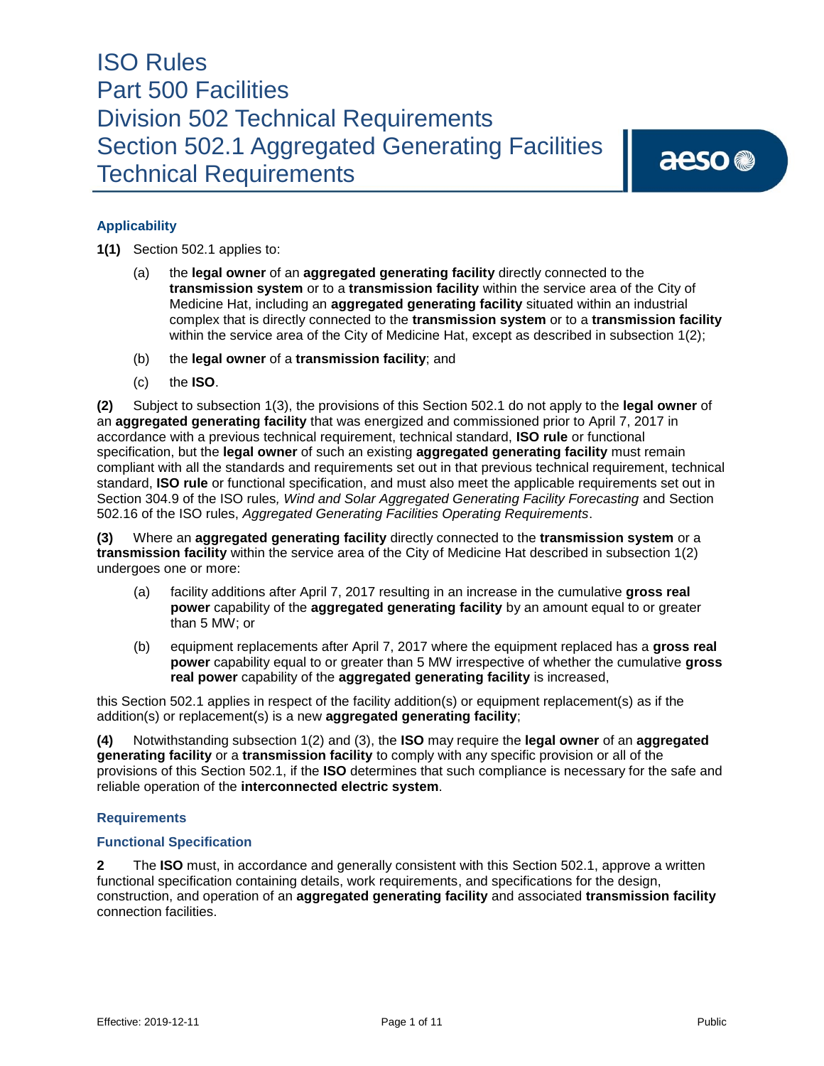# ISO Rules
# Part 500 Facilities
# Division 502 Technical Requirements
# Section 502.1 Aggregated Generating Facilities Technical Requirements

## Applicability

**1(1)** Section 502.1 applies to:

(a) the **legal owner** of an **aggregated generating facility** directly connected to the **transmission system** or to a **transmission facility** within the service area of the City of Medicine Hat, including an **aggregated generating facility** situated within an industrial complex that is directly connected to the **transmission system** or to a **transmission facility** within the service area of the City of Medicine Hat, except as described in subsection 1(2);

(b) the **legal owner** of a **transmission facility**; and

(c) the **ISO**.

**(2)** Subject to subsection 1(3), the provisions of this Section 502.1 do not apply to the **legal owner** of an **aggregated generating facility** that was energized and commissioned prior to April 7, 2017 in accordance with a previous technical requirement, technical standard, **ISO rule** or functional specification, but the **legal owner** of such an existing **aggregated generating facility** must remain compliant with all the standards and requirements set out in that previous technical requirement, technical standard, **ISO rule** or functional specification, and must also meet the applicable requirements set out in Section 304.9 of the ISO rules*, Wind and Solar Aggregated Generating Facility Forecasting* and Section 502.16 of the ISO rules, *Aggregated Generating Facilities Operating Requirements*.

**(3)** Where an **aggregated generating facility** directly connected to the **transmission system** or a **transmission facility** within the service area of the City of Medicine Hat described in subsection 1(2) undergoes one or more:

(a) facility additions after April 7, 2017 resulting in an increase in the cumulative **gross real power** capability of the **aggregated generating facility** by an amount equal to or greater than 5 MW; or

(b) equipment replacements after April 7, 2017 where the equipment replaced has a **gross real power** capability equal to or greater than 5 MW irrespective of whether the cumulative **gross real power** capability of the **aggregated generating facility** is increased,

this Section 502.1 applies in respect of the facility addition(s) or equipment replacement(s) as if the addition(s) or replacement(s) is a new **aggregated generating facility**;

**(4)** Notwithstanding subsection 1(2) and (3), the **ISO** may require the **legal owner** of an **aggregated generating facility** or a **transmission facility** to comply with any specific provision or all of the provisions of this Section 502.1, if the **ISO** determines that such compliance is necessary for the safe and reliable operation of the **interconnected electric system**.

## Requirements

### Functional Specification

**2** The **ISO** must, in accordance and generally consistent with this Section 502.1, approve a written functional specification containing details, work requirements, and specifications for the design, construction, and operation of an **aggregated generating facility** and associated **transmission facility** connection facilities.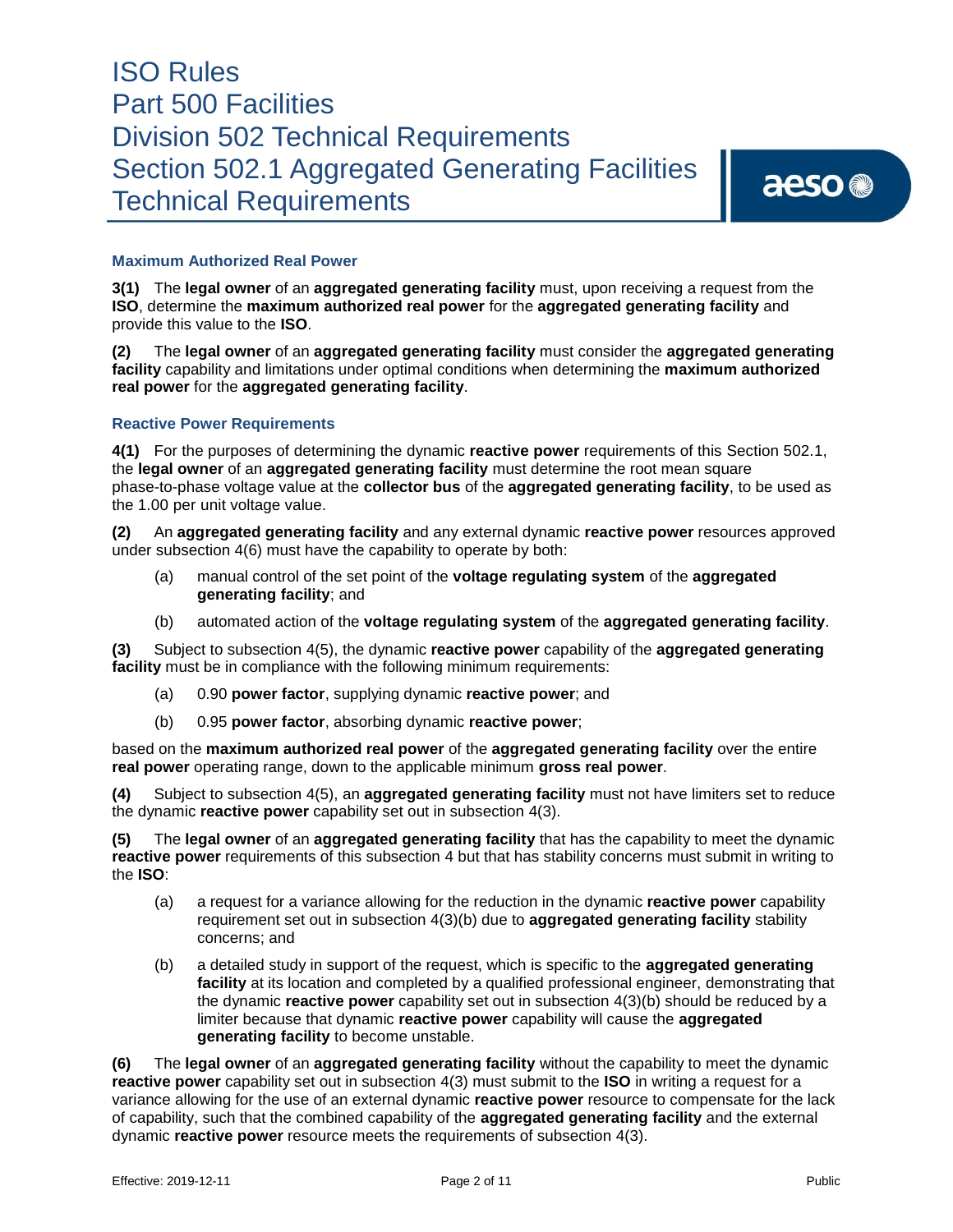### Maximum Authorized Real Power

**3(1)** The **legal owner** of an **aggregated generating facility** must, upon receiving a request from the **ISO**, determine the **maximum authorized real power** for the **aggregated generating facility** and provide this value to the **ISO**.

**(2)** The **legal owner** of an **aggregated generating facility** must consider the **aggregated generating facility** capability and limitations under optimal conditions when determining the **maximum authorized real power** for the **aggregated generating facility**.

### Reactive Power Requirements

**4(1)** For the purposes of determining the dynamic **reactive power** requirements of this Section 502.1, the **legal owner** of an **aggregated generating facility** must determine the root mean square phase-to-phase voltage value at the **collector bus** of the **aggregated generating facility**, to be used as the 1.00 per unit voltage value.

**(2)** An **aggregated generating facility** and any external dynamic **reactive power** resources approved under subsection 4(6) must have the capability to operate by both:

- (a) manual control of the set point of the **voltage regulating system** of the **aggregated generating facility**; and
- (b) automated action of the **voltage regulating system** of the **aggregated generating facility**.

**(3)** Subject to subsection 4(5), the dynamic **reactive power** capability of the **aggregated generating facility** must be in compliance with the following minimum requirements:

- (a) 0.90 **power factor**, supplying dynamic **reactive power**; and
- (b) 0.95 **power factor**, absorbing dynamic **reactive power**;

based on the **maximum authorized real power** of the **aggregated generating facility** over the entire **real power** operating range, down to the applicable minimum **gross real power**.

**(4)** Subject to subsection 4(5), an **aggregated generating facility** must not have limiters set to reduce the dynamic **reactive power** capability set out in subsection 4(3).

**(5)** The **legal owner** of an **aggregated generating facility** that has the capability to meet the dynamic **reactive power** requirements of this subsection 4 but that has stability concerns must submit in writing to the **ISO**:

- (a) a request for a variance allowing for the reduction in the dynamic **reactive power** capability requirement set out in subsection 4(3)(b) due to **aggregated generating facility** stability concerns; and
- (b) a detailed study in support of the request, which is specific to the **aggregated generating facility** at its location and completed by a qualified professional engineer, demonstrating that the dynamic **reactive power** capability set out in subsection 4(3)(b) should be reduced by a limiter because that dynamic **reactive power** capability will cause the **aggregated generating facility** to become unstable.

**(6)** The **legal owner** of an **aggregated generating facility** without the capability to meet the dynamic **reactive power** capability set out in subsection 4(3) must submit to the **ISO** in writing a request for a variance allowing for the use of an external dynamic **reactive power** resource to compensate for the lack of capability, such that the combined capability of the **aggregated generating facility** and the external dynamic **reactive power** resource meets the requirements of subsection 4(3).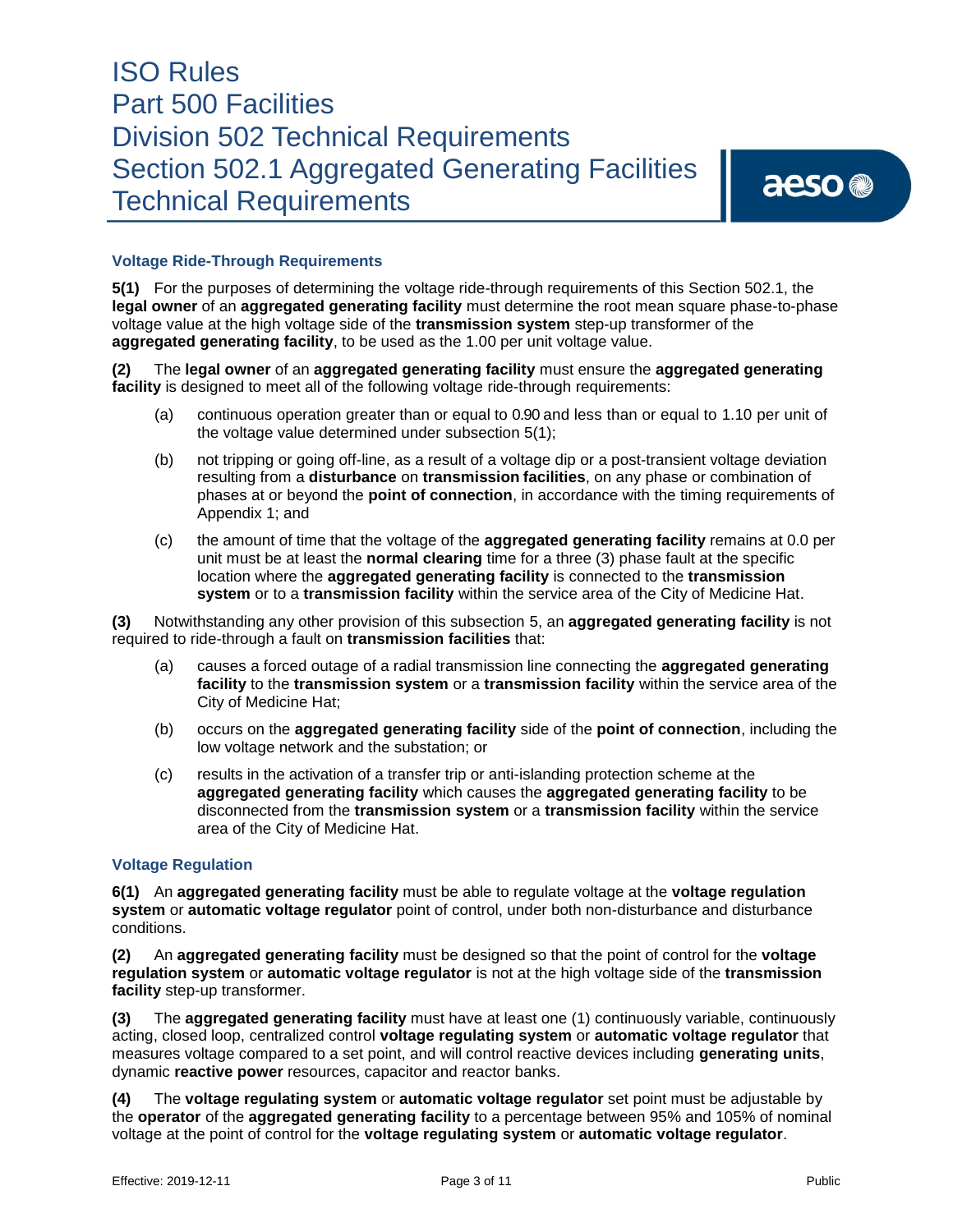### Voltage Ride-Through Requirements

**5(1)** For the purposes of determining the voltage ride-through requirements of this Section 502.1, the **legal owner** of an **aggregated generating facility** must determine the root mean square phase-to-phase voltage value at the high voltage side of the **transmission system** step-up transformer of the **aggregated generating facility**, to be used as the 1.00 per unit voltage value.

**(2)** The **legal owner** of an **aggregated generating facility** must ensure the **aggregated generating facility** is designed to meet all of the following voltage ride-through requirements:

- (a) continuous operation greater than or equal to 0.90 and less than or equal to 1.10 per unit of the voltage value determined under subsection 5(1);
- (b) not tripping or going off-line, as a result of a voltage dip or a post-transient voltage deviation resulting from a **disturbance** on **transmission facilities**, on any phase or combination of phases at or beyond the **point of connection**, in accordance with the timing requirements of Appendix 1; and
- (c) the amount of time that the voltage of the **aggregated generating facility** remains at 0.0 per unit must be at least the **normal clearing** time for a three (3) phase fault at the specific location where the **aggregated generating facility** is connected to the **transmission system** or to a **transmission facility** within the service area of the City of Medicine Hat.

**(3)** Notwithstanding any other provision of this subsection 5, an **aggregated generating facility** is not required to ride-through a fault on **transmission facilities** that:

- (a) causes a forced outage of a radial transmission line connecting the **aggregated generating facility** to the **transmission system** or a **transmission facility** within the service area of the City of Medicine Hat;
- (b) occurs on the **aggregated generating facility** side of the **point of connection**, including the low voltage network and the substation; or
- (c) results in the activation of a transfer trip or anti-islanding protection scheme at the **aggregated generating facility** which causes the **aggregated generating facility** to be disconnected from the **transmission system** or a **transmission facility** within the service area of the City of Medicine Hat.

### Voltage Regulation

**6(1)** An **aggregated generating facility** must be able to regulate voltage at the **voltage regulation system** or **automatic voltage regulator** point of control, under both non-disturbance and disturbance conditions.

**(2)** An **aggregated generating facility** must be designed so that the point of control for the **voltage regulation system** or **automatic voltage regulator** is not at the high voltage side of the **transmission facility** step-up transformer.

**(3)** The **aggregated generating facility** must have at least one (1) continuously variable, continuously acting, closed loop, centralized control **voltage regulating system** or **automatic voltage regulator** that measures voltage compared to a set point, and will control reactive devices including **generating units**, dynamic **reactive power** resources, capacitor and reactor banks.

**(4)** The **voltage regulating system** or **automatic voltage regulator** set point must be adjustable by the **operator** of the **aggregated generating facility** to a percentage between 95% and 105% of nominal voltage at the point of control for the **voltage regulating system** or **automatic voltage regulator**.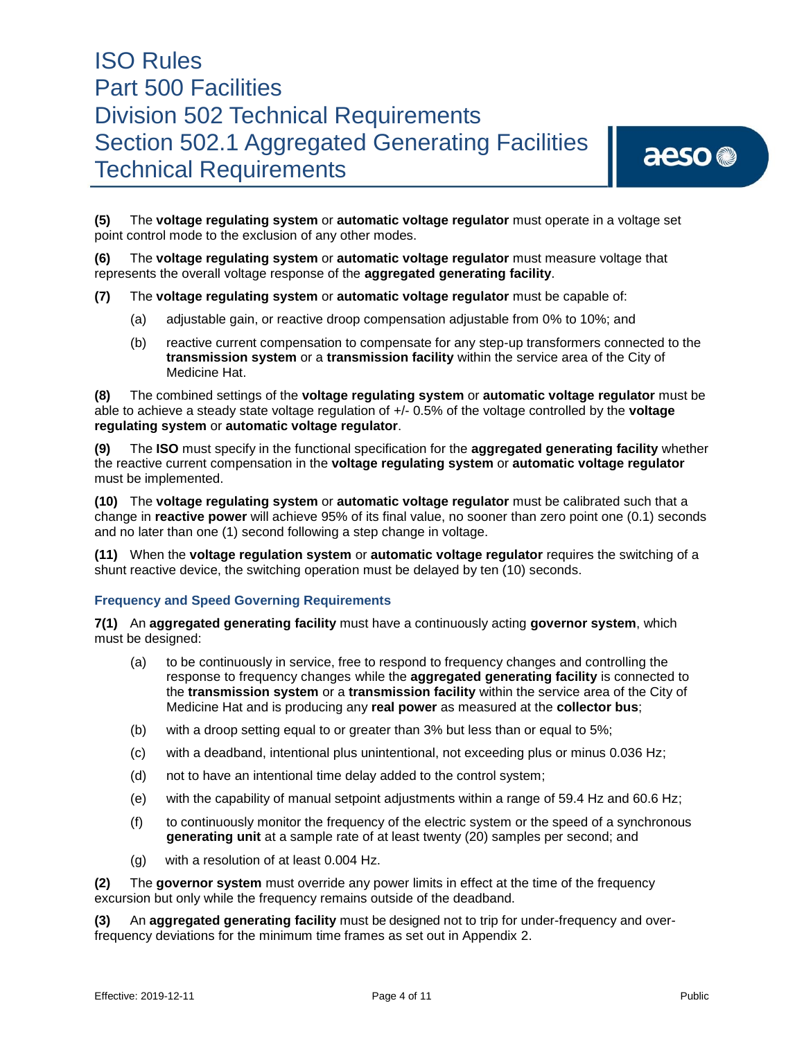**(5)** The **voltage regulating system** or **automatic voltage regulator** must operate in a voltage set point control mode to the exclusion of any other modes.

**(6)** The **voltage regulating system** or **automatic voltage regulator** must measure voltage that represents the overall voltage response of the **aggregated generating facility**.

**(7)** The **voltage regulating system** or **automatic voltage regulator** must be capable of:

(a) adjustable gain, or reactive droop compensation adjustable from 0% to 10%; and

(b) reactive current compensation to compensate for any step-up transformers connected to the **transmission system** or a **transmission facility** within the service area of the City of Medicine Hat.

**(8)** The combined settings of the **voltage regulating system** or **automatic voltage regulator** must be able to achieve a steady state voltage regulation of +/- 0.5% of the voltage controlled by the **voltage regulating system** or **automatic voltage regulator**.

**(9)** The **ISO** must specify in the functional specification for the **aggregated generating facility** whether the reactive current compensation in the **voltage regulating system** or **automatic voltage regulator** must be implemented.

**(10)** The **voltage regulating system** or **automatic voltage regulator** must be calibrated such that a change in **reactive power** will achieve 95% of its final value, no sooner than zero point one (0.1) seconds and no later than one (1) second following a step change in voltage.

**(11)** When the **voltage regulation system** or **automatic voltage regulator** requires the switching of a shunt reactive device, the switching operation must be delayed by ten (10) seconds.

### Frequency and Speed Governing Requirements

**7(1)** An **aggregated generating facility** must have a continuously acting **governor system**, which must be designed:

(a) to be continuously in service, free to respond to frequency changes and controlling the response to frequency changes while the **aggregated generating facility** is connected to the **transmission system** or a **transmission facility** within the service area of the City of Medicine Hat and is producing any **real power** as measured at the **collector bus**;

(b) with a droop setting equal to or greater than 3% but less than or equal to 5%;

(c) with a deadband, intentional plus unintentional, not exceeding plus or minus 0.036 Hz;

(d) not to have an intentional time delay added to the control system;

(e) with the capability of manual setpoint adjustments within a range of 59.4 Hz and 60.6 Hz;

(f) to continuously monitor the frequency of the electric system or the speed of a synchronous **generating unit** at a sample rate of at least twenty (20) samples per second; and

(g) with a resolution of at least 0.004 Hz.

**(2)** The **governor system** must override any power limits in effect at the time of the frequency excursion but only while the frequency remains outside of the deadband.

**(3)** An **aggregated generating facility** must be designed not to trip for under-frequency and over-frequency deviations for the minimum time frames as set out in Appendix 2.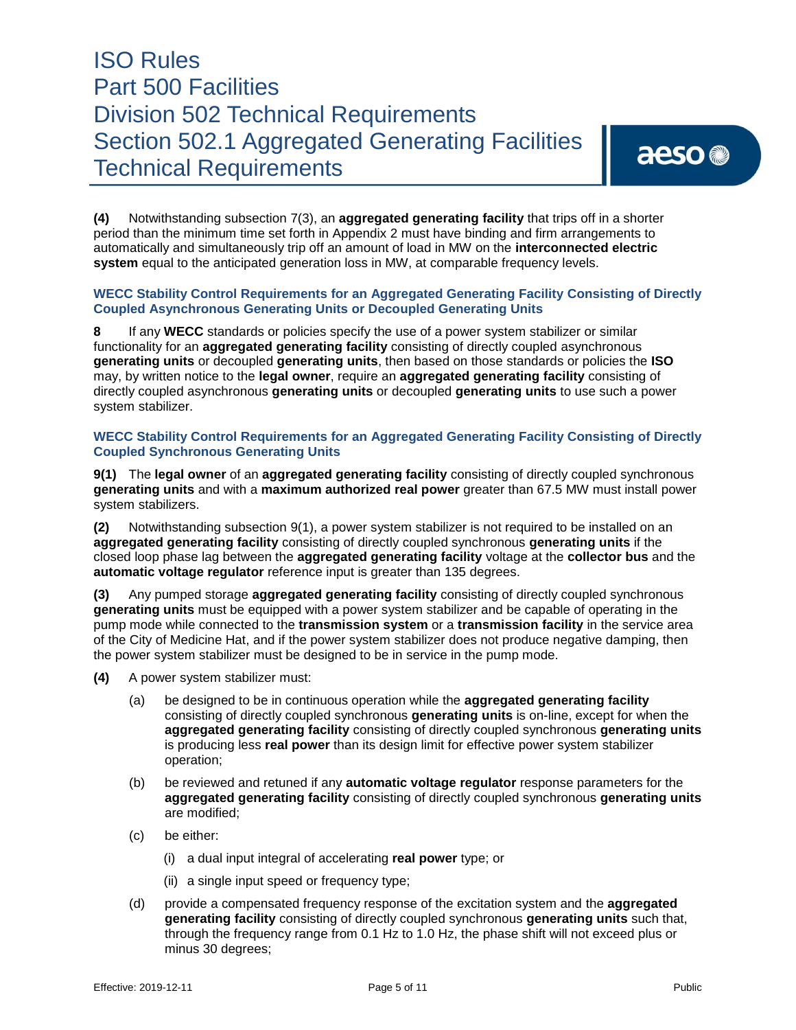**(4)** Notwithstanding subsection 7(3), an **aggregated generating facility** that trips off in a shorter period than the minimum time set forth in Appendix 2 must have binding and firm arrangements to automatically and simultaneously trip off an amount of load in MW on the **interconnected electric system** equal to the anticipated generation loss in MW, at comparable frequency levels.

### WECC Stability Control Requirements for an Aggregated Generating Facility Consisting of Directly Coupled Asynchronous Generating Units or Decoupled Generating Units

**8** If any **WECC** standards or policies specify the use of a power system stabilizer or similar functionality for an **aggregated generating facility** consisting of directly coupled asynchronous **generating units** or decoupled **generating units**, then based on those standards or policies the **ISO** may, by written notice to the **legal owner**, require an **aggregated generating facility** consisting of directly coupled asynchronous **generating units** or decoupled **generating units** to use such a power system stabilizer.

### WECC Stability Control Requirements for an Aggregated Generating Facility Consisting of Directly Coupled Synchronous Generating Units

**9(1)** The **legal owner** of an **aggregated generating facility** consisting of directly coupled synchronous **generating units** and with a **maximum authorized real power** greater than 67.5 MW must install power system stabilizers.

**(2)** Notwithstanding subsection 9(1), a power system stabilizer is not required to be installed on an **aggregated generating facility** consisting of directly coupled synchronous **generating units** if the closed loop phase lag between the **aggregated generating facility** voltage at the **collector bus** and the **automatic voltage regulator** reference input is greater than 135 degrees.

**(3)** Any pumped storage **aggregated generating facility** consisting of directly coupled synchronous **generating units** must be equipped with a power system stabilizer and be capable of operating in the pump mode while connected to the **transmission system** or a **transmission facility** in the service area of the City of Medicine Hat, and if the power system stabilizer does not produce negative damping, then the power system stabilizer must be designed to be in service in the pump mode.

**(4)** A power system stabilizer must:

- (a) be designed to be in continuous operation while the **aggregated generating facility** consisting of directly coupled synchronous **generating units** is on-line, except for when the **aggregated generating facility** consisting of directly coupled synchronous **generating units** is producing less **real power** than its design limit for effective power system stabilizer operation;
- (b) be reviewed and retuned if any **automatic voltage regulator** response parameters for the **aggregated generating facility** consisting of directly coupled synchronous **generating units** are modified;
- (c) be either:
  - (i) a dual input integral of accelerating **real power** type; or
  - (ii) a single input speed or frequency type;
- (d) provide a compensated frequency response of the excitation system and the **aggregated generating facility** consisting of directly coupled synchronous **generating units** such that, through the frequency range from 0.1 Hz to 1.0 Hz, the phase shift will not exceed plus or minus 30 degrees;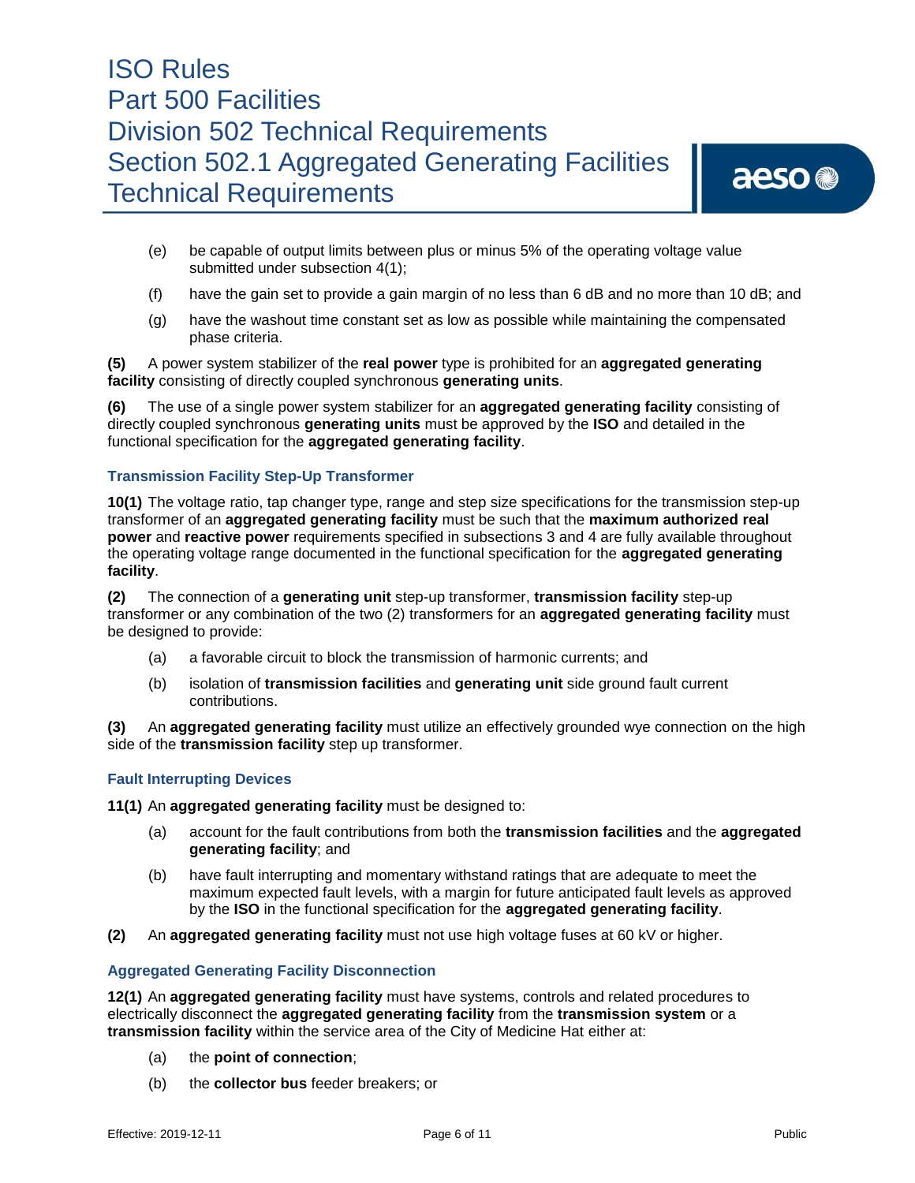(e) be capable of output limits between plus or minus 5% of the operating voltage value submitted under subsection 4(1);

(f) have the gain set to provide a gain margin of no less than 6 dB and no more than 10 dB; and

(g) have the washout time constant set as low as possible while maintaining the compensated phase criteria.

**(5)** A power system stabilizer of the **real power** type is prohibited for an **aggregated generating facility** consisting of directly coupled synchronous **generating units**.

**(6)** The use of a single power system stabilizer for an **aggregated generating facility** consisting of directly coupled synchronous **generating units** must be approved by the **ISO** and detailed in the functional specification for the **aggregated generating facility**.

### Transmission Facility Step-Up Transformer

**10(1)** The voltage ratio, tap changer type, range and step size specifications for the transmission step-up transformer of an **aggregated generating facility** must be such that the **maximum authorized real power** and **reactive power** requirements specified in subsections 3 and 4 are fully available throughout the operating voltage range documented in the functional specification for the **aggregated generating facility**.

**(2)** The connection of a **generating unit** step-up transformer, **transmission facility** step-up transformer or any combination of the two (2) transformers for an **aggregated generating facility** must be designed to provide:

(a) a favorable circuit to block the transmission of harmonic currents; and

(b) isolation of **transmission facilities** and **generating unit** side ground fault current contributions.

**(3)** An **aggregated generating facility** must utilize an effectively grounded wye connection on the high side of the **transmission facility** step up transformer.

### Fault Interrupting Devices

**11(1)** An **aggregated generating facility** must be designed to:

(a) account for the fault contributions from both the **transmission facilities** and the **aggregated generating facility**; and

(b) have fault interrupting and momentary withstand ratings that are adequate to meet the maximum expected fault levels, with a margin for future anticipated fault levels as approved by the **ISO** in the functional specification for the **aggregated generating facility**.

**(2)** An **aggregated generating facility** must not use high voltage fuses at 60 kV or higher.

### Aggregated Generating Facility Disconnection

**12(1)** An **aggregated generating facility** must have systems, controls and related procedures to electrically disconnect the **aggregated generating facility** from the **transmission system** or a **transmission facility** within the service area of the City of Medicine Hat either at:

(a) the **point of connection**;

(b) the **collector bus** feeder breakers; or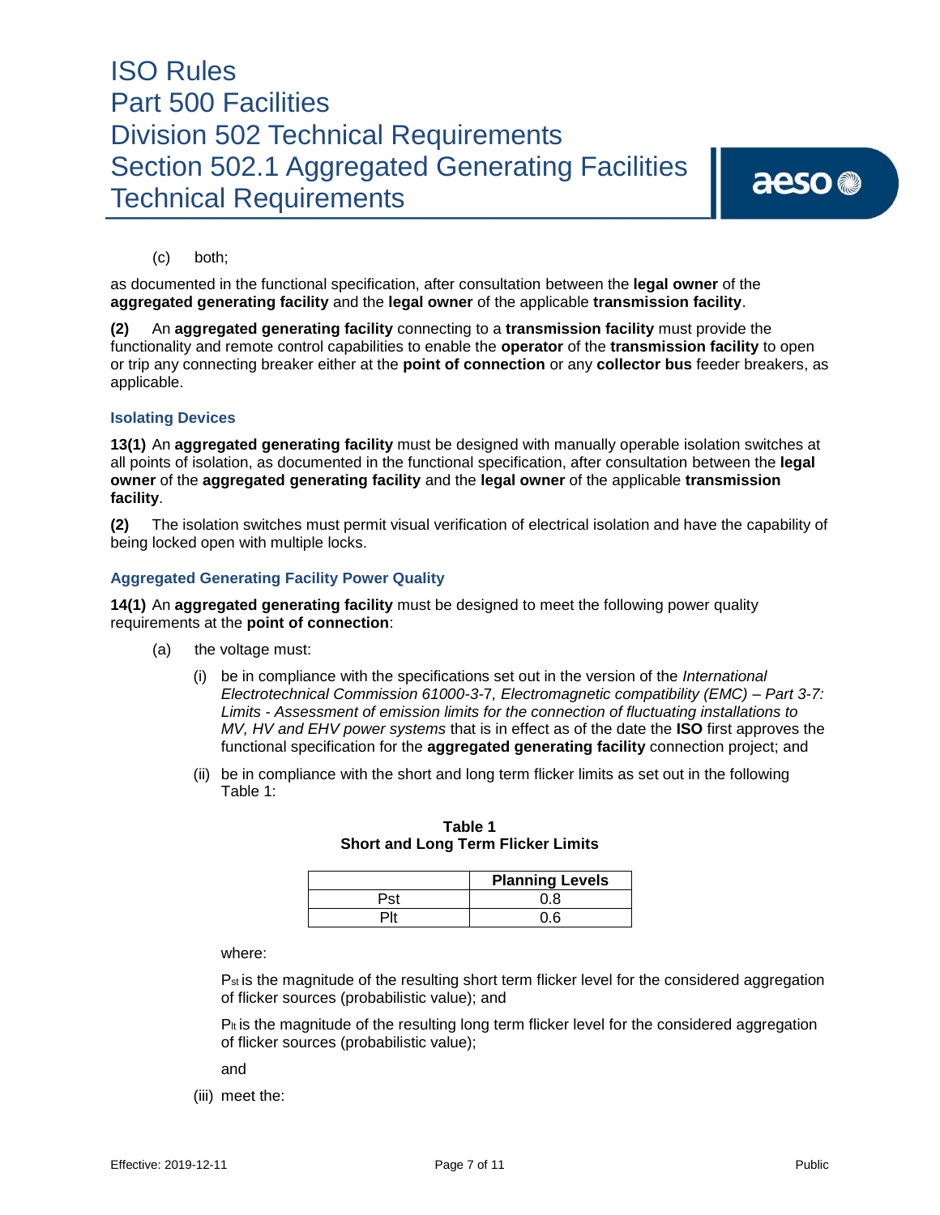(c) both;

as documented in the functional specification, after consultation between the **legal owner** of the **aggregated generating facility** and the **legal owner** of the applicable **transmission facility**.

**(2)** An **aggregated generating facility** connecting to a **transmission facility** must provide the functionality and remote control capabilities to enable the **operator** of the **transmission facility** to open or trip any connecting breaker either at the **point of connection** or any **collector bus** feeder breakers, as applicable.

### Isolating Devices

**13(1)** An **aggregated generating facility** must be designed with manually operable isolation switches at all points of isolation, as documented in the functional specification, after consultation between the **legal owner** of the **aggregated generating facility** and the **legal owner** of the applicable **transmission facility**.

**(2)** The isolation switches must permit visual verification of electrical isolation and have the capability of being locked open with multiple locks.

### Aggregated Generating Facility Power Quality

**14(1)** An **aggregated generating facility** must be designed to meet the following power quality requirements at the **point of connection**:

(a) the voltage must:

(i) be in compliance with the specifications set out in the version of the *International Electrotechnical Commission 61000-3-7, Electromagnetic compatibility (EMC) – Part 3-7: Limits - Assessment of emission limits for the connection of fluctuating installations to MV, HV and EHV power systems* that is in effect as of the date the **ISO** first approves the functional specification for the **aggregated generating facility** connection project; and

(ii) be in compliance with the short and long term flicker limits as set out in the following Table 1:

**Table 1**
**Short and Long Term Flicker Limits**

| | Planning Levels |
|---|---|
| Pst | 0.8 |
| Plt | 0.6 |

where:

$P_{st}$ is the magnitude of the resulting short term flicker level for the considered aggregation of flicker sources (probabilistic value); and

$P_{lt}$ is the magnitude of the resulting long term flicker level for the considered aggregation of flicker sources (probabilistic value);

and

(iii) meet the: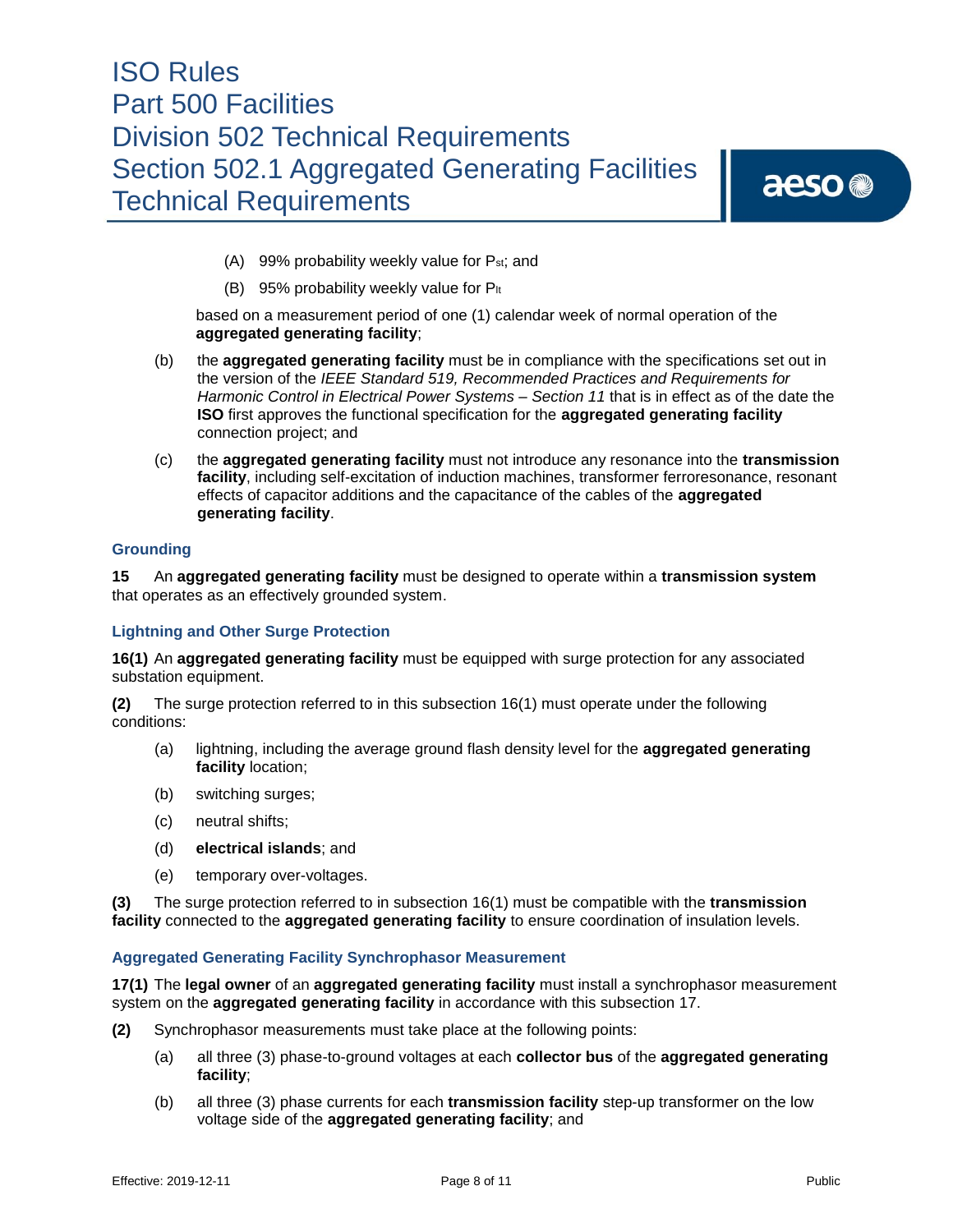(A) 99% probability weekly value for $P_{st}$; and

    (B) 95% probability weekly value for $P_{lt}$

  based on a measurement period of one (1) calendar week of normal operation of the **aggregated generating facility**;

(b) the **aggregated generating facility** must be in compliance with the specifications set out in the version of the *IEEE Standard 519, Recommended Practices and Requirements for Harmonic Control in Electrical Power Systems – Section 11* that is in effect as of the date the **ISO** first approves the functional specification for the **aggregated generating facility** connection project; and

(c) the **aggregated generating facility** must not introduce any resonance into the **transmission facility**, including self-excitation of induction machines, transformer ferroresonance, resonant effects of capacitor additions and the capacitance of the cables of the **aggregated generating facility**.

### Grounding

**15** An **aggregated generating facility** must be designed to operate within a **transmission system** that operates as an effectively grounded system.

### Lightning and Other Surge Protection

**16(1)** An **aggregated generating facility** must be equipped with surge protection for any associated substation equipment.

**(2)** The surge protection referred to in this subsection 16(1) must operate under the following conditions:

(a) lightning, including the average ground flash density level for the **aggregated generating facility** location;

(b) switching surges;

(c) neutral shifts;

(d) **electrical islands**; and

(e) temporary over-voltages.

**(3)** The surge protection referred to in subsection 16(1) must be compatible with the **transmission facility** connected to the **aggregated generating facility** to ensure coordination of insulation levels.

### Aggregated Generating Facility Synchrophasor Measurement

**17(1)** The **legal owner** of an **aggregated generating facility** must install a synchrophasor measurement system on the **aggregated generating facility** in accordance with this subsection 17.

**(2)** Synchrophasor measurements must take place at the following points:

(a) all three (3) phase-to-ground voltages at each **collector bus** of the **aggregated generating facility**;

(b) all three (3) phase currents for each **transmission facility** step-up transformer on the low voltage side of the **aggregated generating facility**; and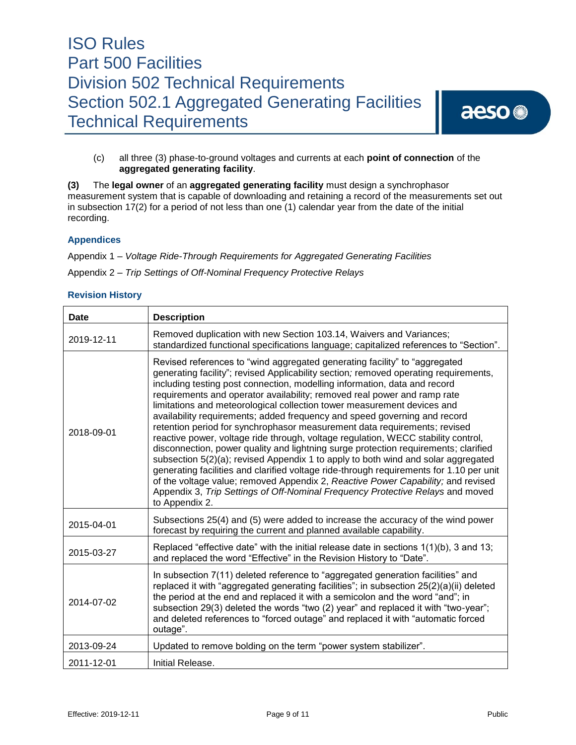(c) all three (3) phase-to-ground voltages and currents at each **point of connection** of the **aggregated generating facility**.

**(3)** The **legal owner** of an **aggregated generating facility** must design a synchrophasor measurement system that is capable of downloading and retaining a record of the measurements set out in subsection 17(2) for a period of not less than one (1) calendar year from the date of the initial recording.

### Appendices

Appendix 1 – *Voltage Ride-Through Requirements for Aggregated Generating Facilities*

Appendix 2 – *Trip Settings of Off-Nominal Frequency Protective Relays*

### Revision History

| Date | Description |
|---|---|
| 2019-12-11 | Removed duplication with new Section 103.14, Waivers and Variances; standardized functional specifications language; capitalized references to "Section". |
| 2018-09-01 | Revised references to "wind aggregated generating facility" to "aggregated generating facility"; revised Applicability section*;* removed operating requirements, including testing post connection, modelling information, data and record requirements and operator availability; removed real power and ramp rate limitations and meteorological collection tower measurement devices and availability requirements; added frequency and speed governing and record retention period for synchrophasor measurement data requirements; revised reactive power, voltage ride through, voltage regulation, WECC stability control, disconnection, power quality and lightning surge protection requirements; clarified subsection 5(2)(a); revised Appendix 1 to apply to both wind and solar aggregated generating facilities and clarified voltage ride-through requirements for 1.10 per unit of the voltage value; removed Appendix 2, *Reactive Power Capability;* and revised Appendix 3, *Trip Settings of Off-Nominal Frequency Protective Relays* and moved to Appendix 2. |
| 2015-04-01 | Subsections 25(4) and (5) were added to increase the accuracy of the wind power forecast by requiring the current and planned available capability. |
| 2015-03-27 | Replaced "effective date" with the initial release date in sections 1(1)(b), 3 and 13; and replaced the word "Effective" in the Revision History to "Date". |
| 2014-07-02 | In subsection 7(11) deleted reference to "aggregated generation facilities" and replaced it with "aggregated generating facilities"; in subsection 25(2)(a)(ii) deleted the period at the end and replaced it with a semicolon and the word "and"; in subsection 29(3) deleted the words "two (2) year" and replaced it with "two-year"; and deleted references to "forced outage" and replaced it with "automatic forced outage". |
| 2013-09-24 | Updated to remove bolding on the term "power system stabilizer". |
| 2011-12-01 | Initial Release. |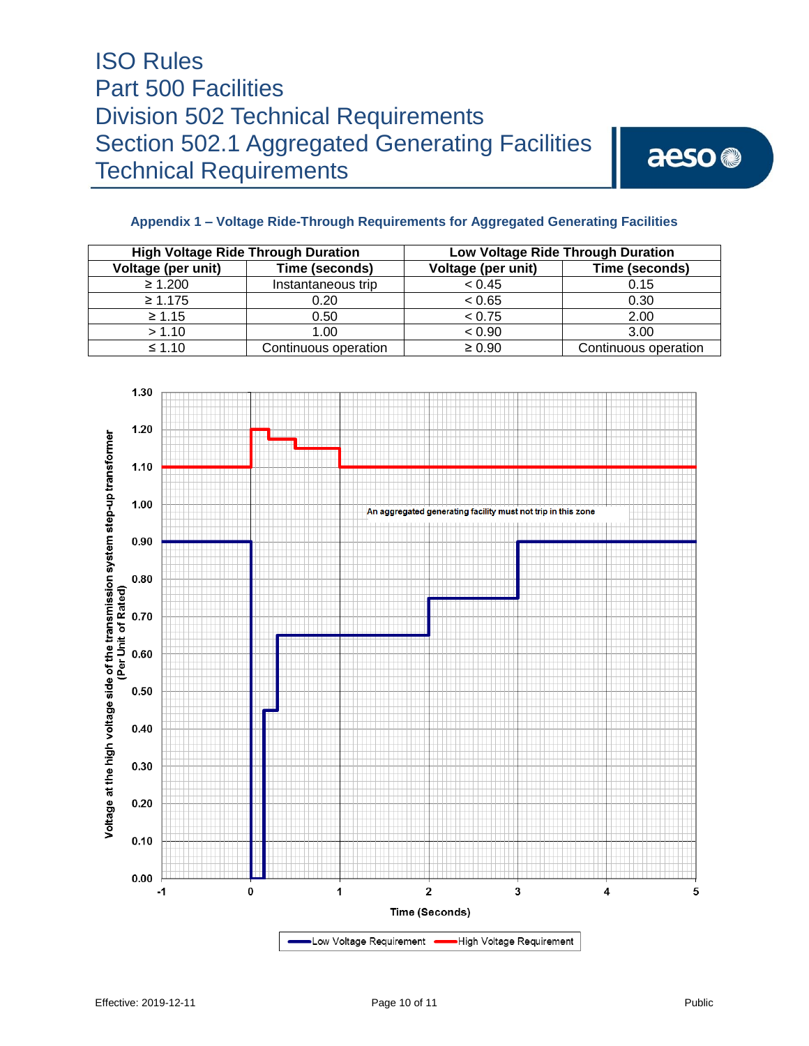## Appendix 1 – Voltage Ride-Through Requirements for Aggregated Generating Facilities

| High Voltage Ride Through Duration | | Low Voltage Ride Through Duration | |
|---|---|---|---|
| Voltage (per unit) | Time (seconds) | Voltage (per unit) | Time (seconds) |
| ≥ 1.200 | Instantaneous trip | < 0.45 | 0.15 |
| ≥ 1.175 | 0.20 | < 0.65 | 0.30 |
| ≥ 1.15 | 0.50 | < 0.75 | 2.00 |
| > 1.10 | 1.00 | < 0.90 | 3.00 |
| ≤ 1.10 | Continuous operation | ≥ 0.90 | Continuous operation |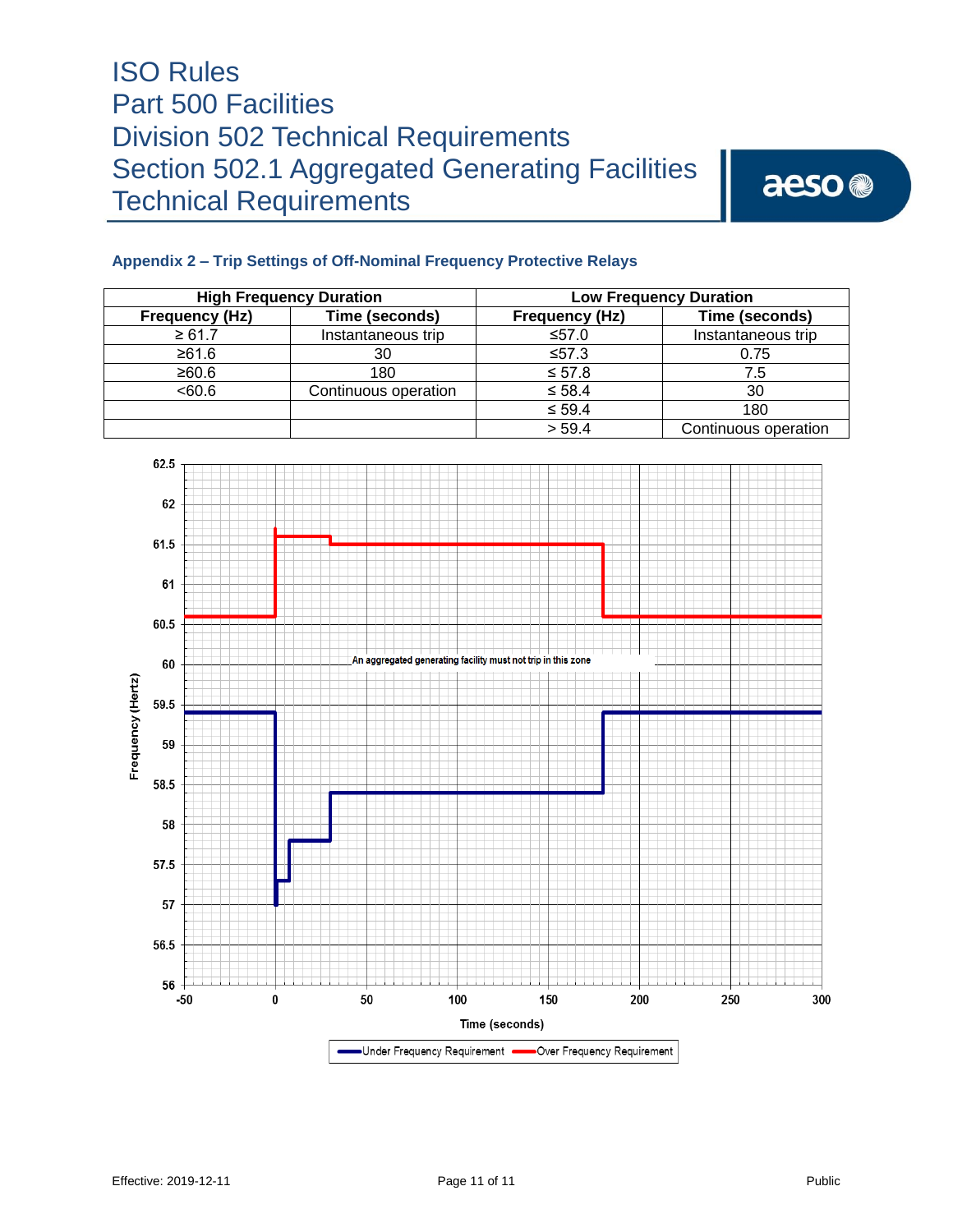### Appendix 2 – Trip Settings of Off-Nominal Frequency Protective Relays

| High Frequency Duration | | Low Frequency Duration | |
|---|---|---|---|
| Frequency (Hz) | Time (seconds) | Frequency (Hz) | Time (seconds) |
| ≥ 61.7 | Instantaneous trip | ≤57.0 | Instantaneous trip |
| ≥61.6 | 30 | ≤57.3 | 0.75 |
| ≥60.6 | 180 | ≤ 57.8 | 7.5 |
| <60.6 | Continuous operation | ≤ 58.4 | 30 |
| | | ≤ 59.4 | 180 |
| | | > 59.4 | Continuous operation |

62.5
62
61.5
61
60.5
60
59.5
59
58.5
58
57.5
57
56.5
56

Frequency (Hertz)

An aggregated generating facility must not trip in this zone

-50
0
50
100
150
200
250
300

Time (seconds)

Under Frequency Requirement
Over Frequency Requirement